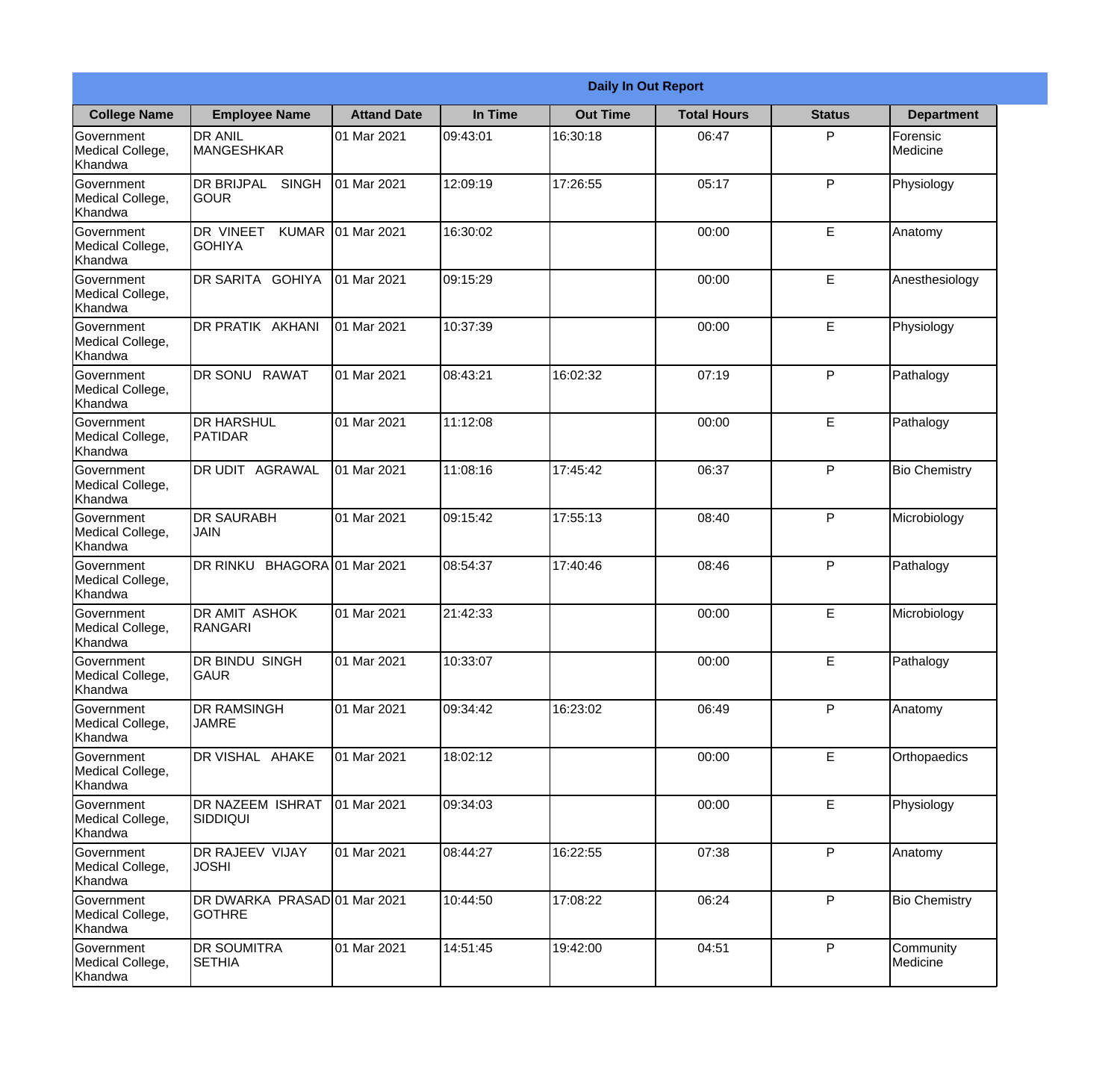| Daily In Out Report | | | | | | | |
|---|---|---|---|---|---|---|---|
| **College Name** | **Employee Name** | **Attand Date** | **In Time** | **Out Time** | **Total Hours** | **Status** | **Department** |
| Government Medical College, Khandwa | DR ANIL MANGESHKAR | 01 Mar 2021 | 09:43:01 | 16:30:18 | 06:47 | P | Forensic Medicine |
| Government Medical College, Khandwa | DR BRIJPAL SINGH GOUR | 01 Mar 2021 | 12:09:19 | 17:26:55 | 05:17 | P | Physiology |
| Government Medical College, Khandwa | DR VINEET KUMAR GOHIYA | 01 Mar 2021 | 16:30:02 | | 00:00 | E | Anatomy |
| Government Medical College, Khandwa | DR SARITA GOHIYA | 01 Mar 2021 | 09:15:29 | | 00:00 | E | Anesthesiology |
| Government Medical College, Khandwa | DR PRATIK AKHANI | 01 Mar 2021 | 10:37:39 | | 00:00 | E | Physiology |
| Government Medical College, Khandwa | DR SONU RAWAT | 01 Mar 2021 | 08:43:21 | 16:02:32 | 07:19 | P | Pathalogy |
| Government Medical College, Khandwa | DR HARSHUL PATIDAR | 01 Mar 2021 | 11:12:08 | | 00:00 | E | Pathalogy |
| Government Medical College, Khandwa | DR UDIT AGRAWAL | 01 Mar 2021 | 11:08:16 | 17:45:42 | 06:37 | P | Bio Chemistry |
| Government Medical College, Khandwa | DR SAURABH JAIN | 01 Mar 2021 | 09:15:42 | 17:55:13 | 08:40 | P | Microbiology |
| Government Medical College, Khandwa | DR RINKU BHAGORA | 01 Mar 2021 | 08:54:37 | 17:40:46 | 08:46 | P | Pathalogy |
| Government Medical College, Khandwa | DR AMIT ASHOK RANGARI | 01 Mar 2021 | 21:42:33 | | 00:00 | E | Microbiology |
| Government Medical College, Khandwa | DR BINDU SINGH GAUR | 01 Mar 2021 | 10:33:07 | | 00:00 | E | Pathalogy |
| Government Medical College, Khandwa | DR RAMSINGH JAMRE | 01 Mar 2021 | 09:34:42 | 16:23:02 | 06:49 | P | Anatomy |
| Government Medical College, Khandwa | DR VISHAL AHAKE | 01 Mar 2021 | 18:02:12 | | 00:00 | E | Orthopaedics |
| Government Medical College, Khandwa | DR NAZEEM ISHRAT SIDDIQUI | 01 Mar 2021 | 09:34:03 | | 00:00 | E | Physiology |
| Government Medical College, Khandwa | DR RAJEEV VIJAY JOSHI | 01 Mar 2021 | 08:44:27 | 16:22:55 | 07:38 | P | Anatomy |
| Government Medical College, Khandwa | DR DWARKA PRASAD GOTHRE | 01 Mar 2021 | 10:44:50 | 17:08:22 | 06:24 | P | Bio Chemistry |
| Government Medical College, Khandwa | DR SOUMITRA SETHIA | 01 Mar 2021 | 14:51:45 | 19:42:00 | 04:51 | P | Community Medicine |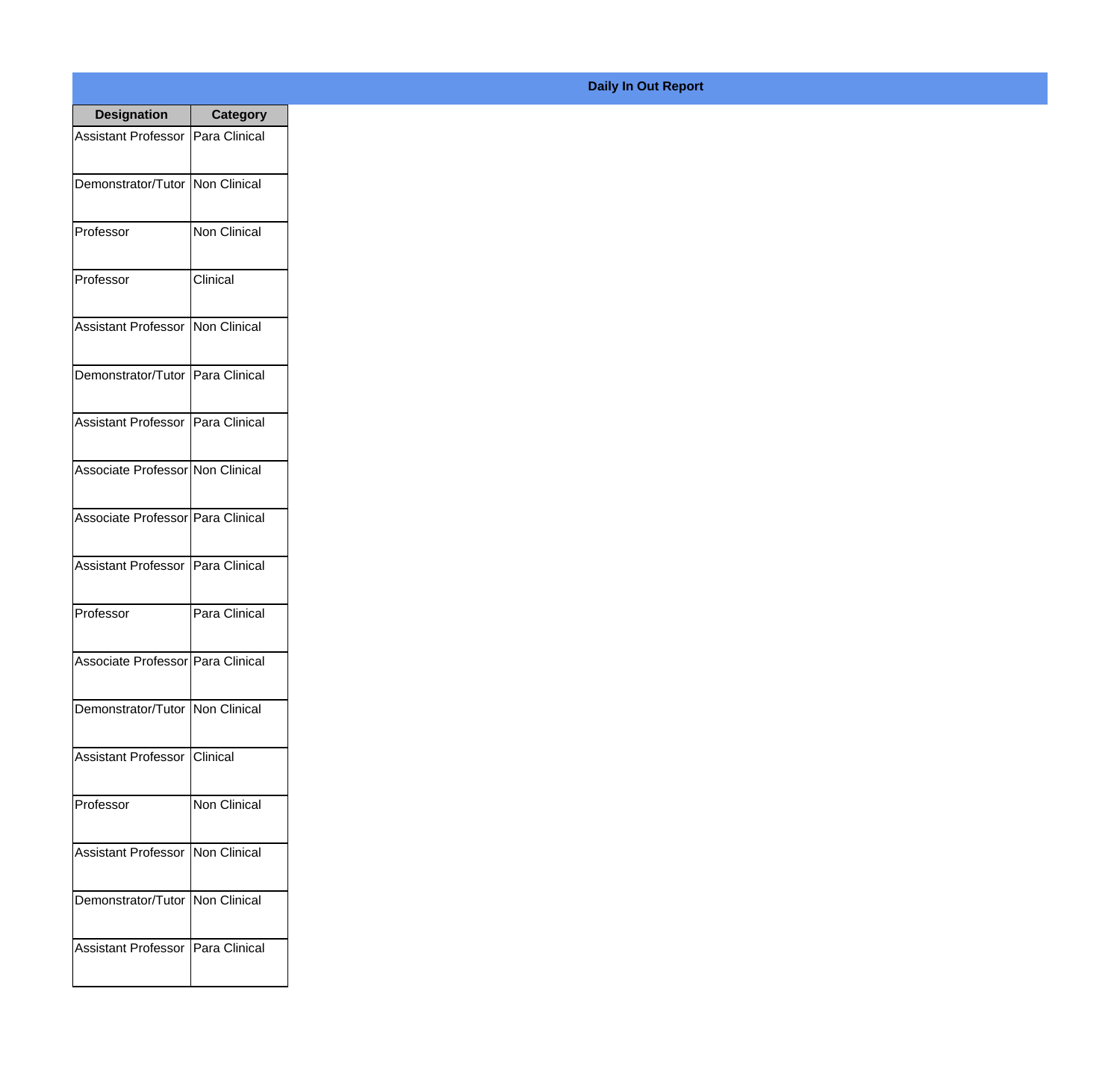**Daily In Out Report**

| Designation | Category |
| --- | --- |
| Assistant Professor | Para Clinical |
| Demonstrator/Tutor | Non Clinical |
| Professor | Non Clinical |
| Professor | Clinical |
| Assistant Professor | Non Clinical |
| Demonstrator/Tutor | Para Clinical |
| Assistant Professor | Para Clinical |
| Associate Professor | Non Clinical |
| Associate Professor | Para Clinical |
| Assistant Professor | Para Clinical |
| Professor | Para Clinical |
| Associate Professor | Para Clinical |
| Demonstrator/Tutor | Non Clinical |
| Assistant Professor | Clinical |
| Professor | Non Clinical |
| Assistant Professor | Non Clinical |
| Demonstrator/Tutor | Non Clinical |
| Assistant Professor | Para Clinical |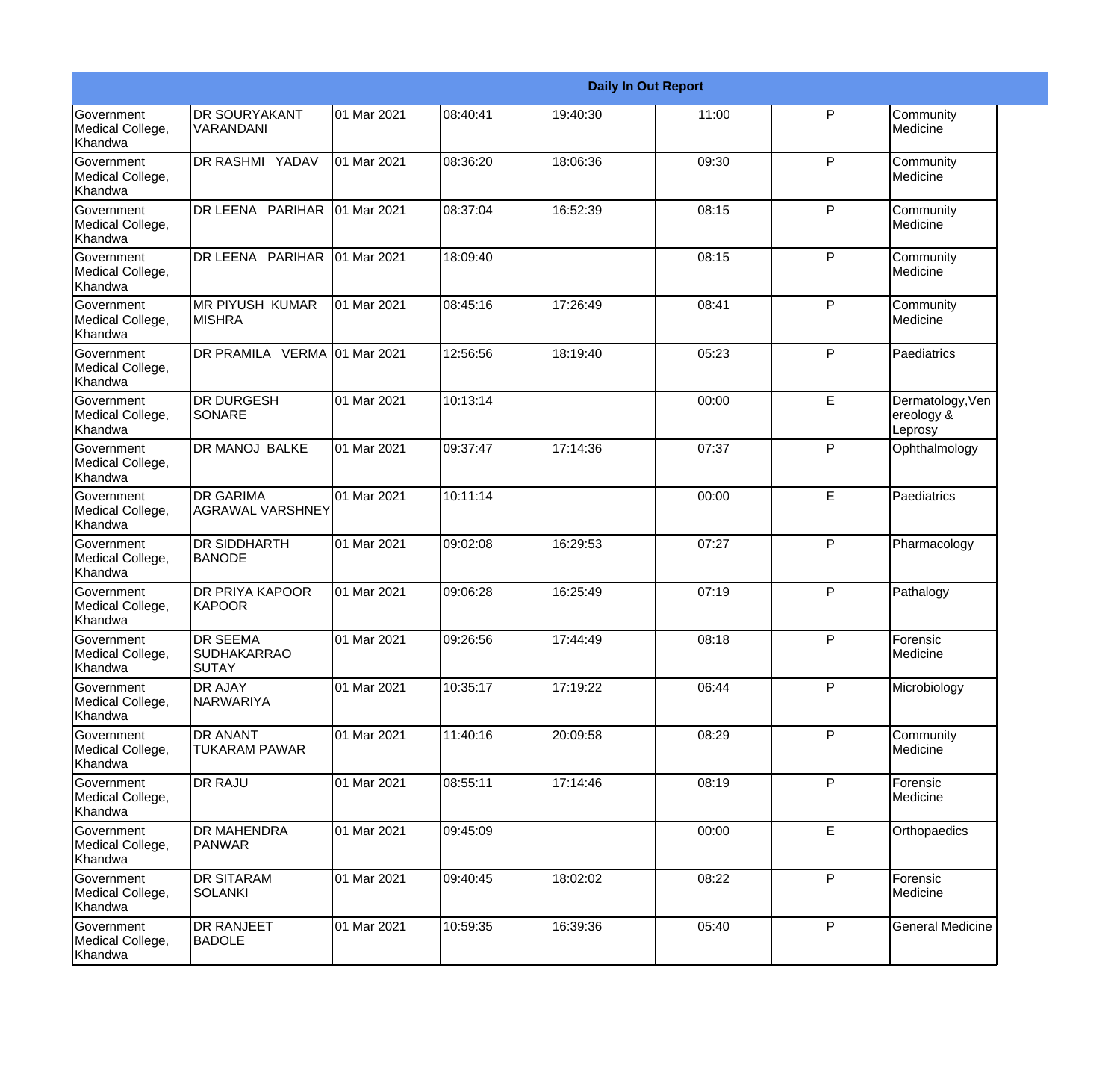| Daily In Out Report | | | | | | | |
|---|---|---|---|---|---|---|---|
| Government Medical College, Khandwa | DR SOURYAKANT VARANDANI | 01 Mar 2021 | 08:40:41 | 19:40:30 | 11:00 | P | Community Medicine |
| Government Medical College, Khandwa | DR RASHMI YADAV | 01 Mar 2021 | 08:36:20 | 18:06:36 | 09:30 | P | Community Medicine |
| Government Medical College, Khandwa | DR LEENA PARIHAR | 01 Mar 2021 | 08:37:04 | 16:52:39 | 08:15 | P | Community Medicine |
| Government Medical College, Khandwa | DR LEENA PARIHAR | 01 Mar 2021 | 18:09:40 | | 08:15 | P | Community Medicine |
| Government Medical College, Khandwa | MR PIYUSH KUMAR MISHRA | 01 Mar 2021 | 08:45:16 | 17:26:49 | 08:41 | P | Community Medicine |
| Government Medical College, Khandwa | DR PRAMILA VERMA | 01 Mar 2021 | 12:56:56 | 18:19:40 | 05:23 | P | Paediatrics |
| Government Medical College, Khandwa | DR DURGESH SONARE | 01 Mar 2021 | 10:13:14 | | 00:00 | E | Dermatology,Venereology & Leprosy |
| Government Medical College, Khandwa | DR MANOJ BALKE | 01 Mar 2021 | 09:37:47 | 17:14:36 | 07:37 | P | Ophthalmology |
| Government Medical College, Khandwa | DR GARIMA AGRAWAL VARSHNEY | 01 Mar 2021 | 10:11:14 | | 00:00 | E | Paediatrics |
| Government Medical College, Khandwa | DR SIDDHARTH BANODE | 01 Mar 2021 | 09:02:08 | 16:29:53 | 07:27 | P | Pharmacology |
| Government Medical College, Khandwa | DR PRIYA KAPOOR KAPOOR | 01 Mar 2021 | 09:06:28 | 16:25:49 | 07:19 | P | Pathalogy |
| Government Medical College, Khandwa | DR SEEMA SUDHAKARRAO SUTAY | 01 Mar 2021 | 09:26:56 | 17:44:49 | 08:18 | P | Forensic Medicine |
| Government Medical College, Khandwa | DR AJAY NARWARIYA | 01 Mar 2021 | 10:35:17 | 17:19:22 | 06:44 | P | Microbiology |
| Government Medical College, Khandwa | DR ANANT TUKARAM PAWAR | 01 Mar 2021 | 11:40:16 | 20:09:58 | 08:29 | P | Community Medicine |
| Government Medical College, Khandwa | DR RAJU | 01 Mar 2021 | 08:55:11 | 17:14:46 | 08:19 | P | Forensic Medicine |
| Government Medical College, Khandwa | DR MAHENDRA PANWAR | 01 Mar 2021 | 09:45:09 | | 00:00 | E | Orthopaedics |
| Government Medical College, Khandwa | DR SITARAM SOLANKI | 01 Mar 2021 | 09:40:45 | 18:02:02 | 08:22 | P | Forensic Medicine |
| Government Medical College, Khandwa | DR RANJEET BADOLE | 01 Mar 2021 | 10:59:35 | 16:39:36 | 05:40 | P | General Medicine |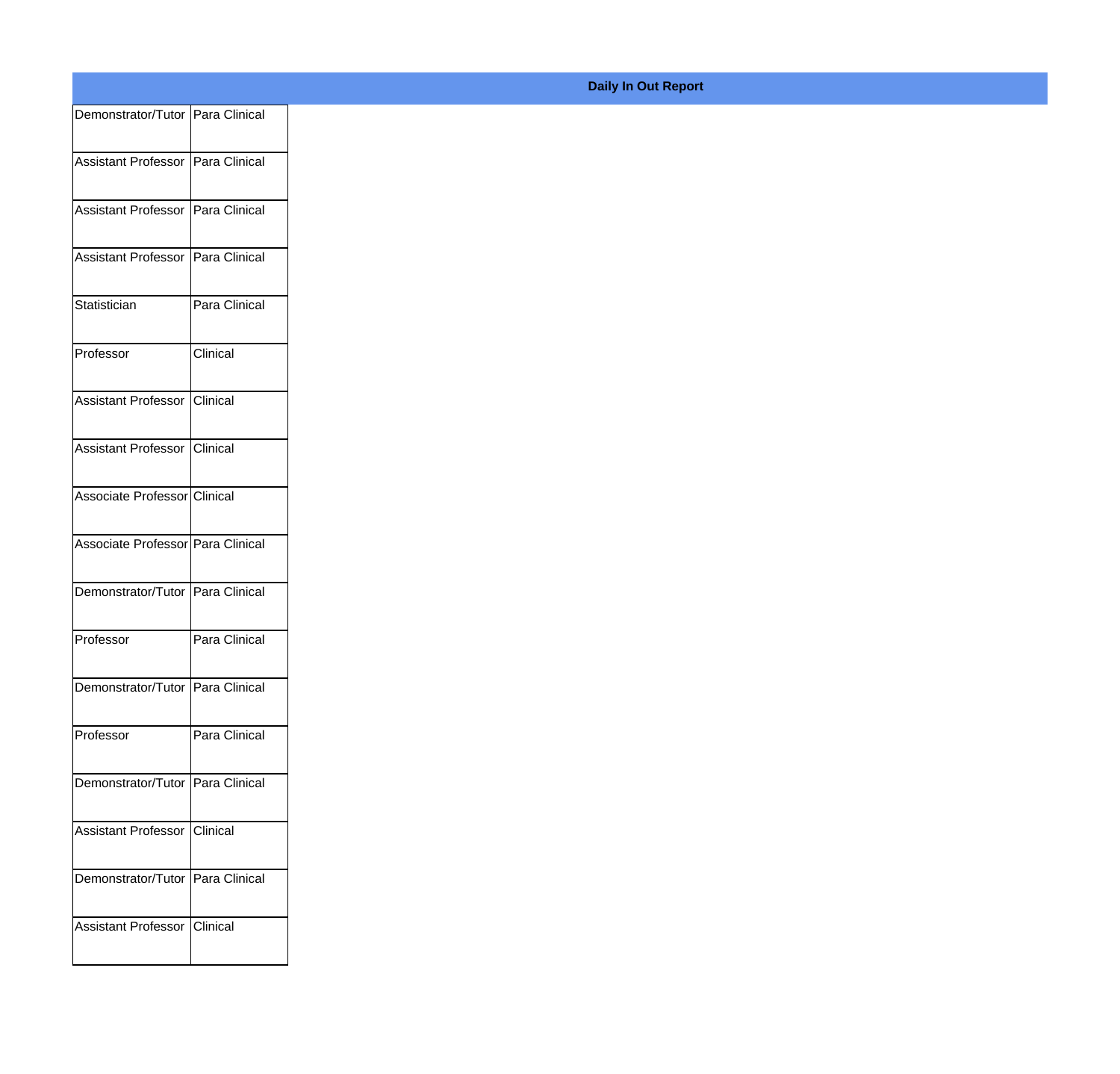**Daily In Out Report**

| | |
|---|---|
| Demonstrator/Tutor | Para Clinical |
| Assistant Professor | Para Clinical |
| Assistant Professor | Para Clinical |
| Assistant Professor | Para Clinical |
| Statistician | Para Clinical |
| Professor | Clinical |
| Assistant Professor | Clinical |
| Assistant Professor | Clinical |
| Associate Professor | Clinical |
| Associate Professor | Para Clinical |
| Demonstrator/Tutor | Para Clinical |
| Professor | Para Clinical |
| Demonstrator/Tutor | Para Clinical |
| Professor | Para Clinical |
| Demonstrator/Tutor | Para Clinical |
| Assistant Professor | Clinical |
| Demonstrator/Tutor | Para Clinical |
| Assistant Professor | Clinical |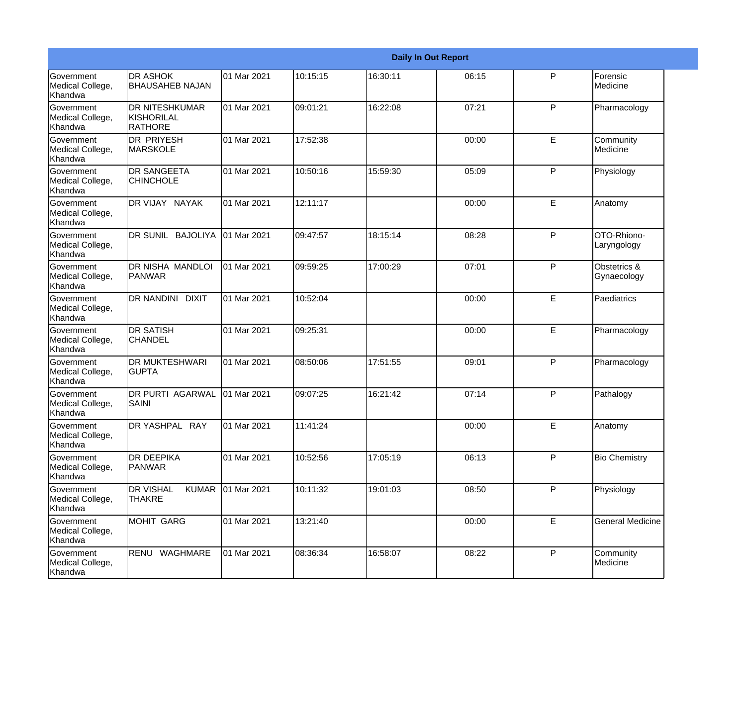| Daily In Out Report | | | | | | | |
|---|---|---|---|---|---|---|---|
| Government Medical College, Khandwa | DR ASHOK BHAUSAHEB NAJAN | 01 Mar 2021 | 10:15:15 | 16:30:11 | 06:15 | P | Forensic Medicine |
| Government Medical College, Khandwa | DR NITESHKUMAR KISHORILAL RATHORE | 01 Mar 2021 | 09:01:21 | 16:22:08 | 07:21 | P | Pharmacology |
| Government Medical College, Khandwa | DR PRIYESH MARSKOLE | 01 Mar 2021 | 17:52:38 | | 00:00 | E | Community Medicine |
| Government Medical College, Khandwa | DR SANGEETA CHINCHOLE | 01 Mar 2021 | 10:50:16 | 15:59:30 | 05:09 | P | Physiology |
| Government Medical College, Khandwa | DR VIJAY NAYAK | 01 Mar 2021 | 12:11:17 | | 00:00 | E | Anatomy |
| Government Medical College, Khandwa | DR SUNIL BAJOLIYA | 01 Mar 2021 | 09:47:57 | 18:15:14 | 08:28 | P | OTO-Rhiono-Laryngology |
| Government Medical College, Khandwa | DR NISHA MANDLOI PANWAR | 01 Mar 2021 | 09:59:25 | 17:00:29 | 07:01 | P | Obstetrics & Gynaecology |
| Government Medical College, Khandwa | DR NANDINI DIXIT | 01 Mar 2021 | 10:52:04 | | 00:00 | E | Paediatrics |
| Government Medical College, Khandwa | DR SATISH CHANDEL | 01 Mar 2021 | 09:25:31 | | 00:00 | E | Pharmacology |
| Government Medical College, Khandwa | DR MUKTESHWARI GUPTA | 01 Mar 2021 | 08:50:06 | 17:51:55 | 09:01 | P | Pharmacology |
| Government Medical College, Khandwa | DR PURTI AGARWAL SAINI | 01 Mar 2021 | 09:07:25 | 16:21:42 | 07:14 | P | Pathalogy |
| Government Medical College, Khandwa | DR YASHPAL RAY | 01 Mar 2021 | 11:41:24 | | 00:00 | E | Anatomy |
| Government Medical College, Khandwa | DR DEEPIKA PANWAR | 01 Mar 2021 | 10:52:56 | 17:05:19 | 06:13 | P | Bio Chemistry |
| Government Medical College, Khandwa | DR VISHAL KUMAR THAKRE | 01 Mar 2021 | 10:11:32 | 19:01:03 | 08:50 | P | Physiology |
| Government Medical College, Khandwa | MOHIT GARG | 01 Mar 2021 | 13:21:40 | | 00:00 | E | General Medicine |
| Government Medical College, Khandwa | RENU WAGHMARE | 01 Mar 2021 | 08:36:34 | 16:58:07 | 08:22 | P | Community Medicine |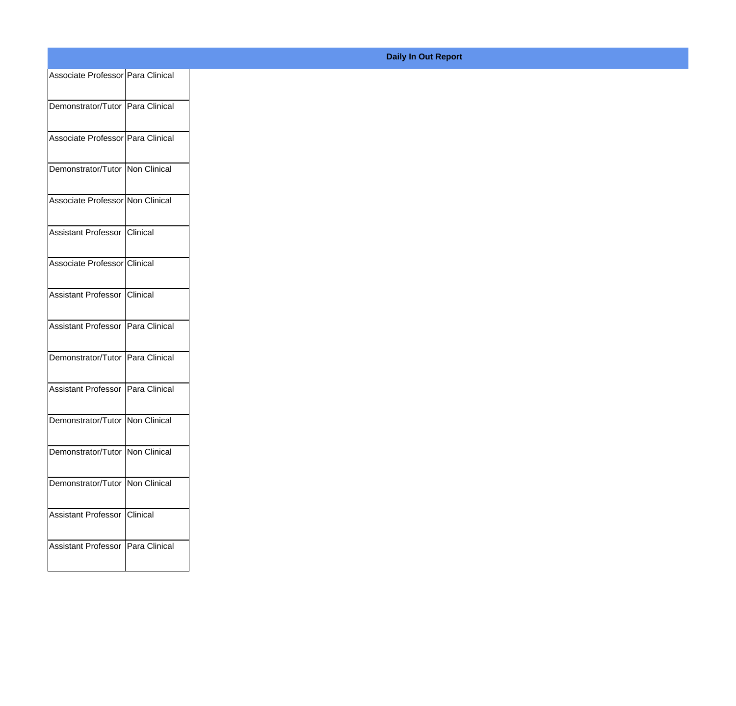**Daily In Out Report**

| | |
|---|---|
| Associate Professor | Para Clinical |
| Demonstrator/Tutor | Para Clinical |
| Associate Professor | Para Clinical |
| Demonstrator/Tutor | Non Clinical |
| Associate Professor | Non Clinical |
| Assistant Professor | Clinical |
| Associate Professor | Clinical |
| Assistant Professor | Clinical |
| Assistant Professor | Para Clinical |
| Demonstrator/Tutor | Para Clinical |
| Assistant Professor | Para Clinical |
| Demonstrator/Tutor | Non Clinical |
| Demonstrator/Tutor | Non Clinical |
| Demonstrator/Tutor | Non Clinical |
| Assistant Professor | Clinical |
| Assistant Professor | Para Clinical |